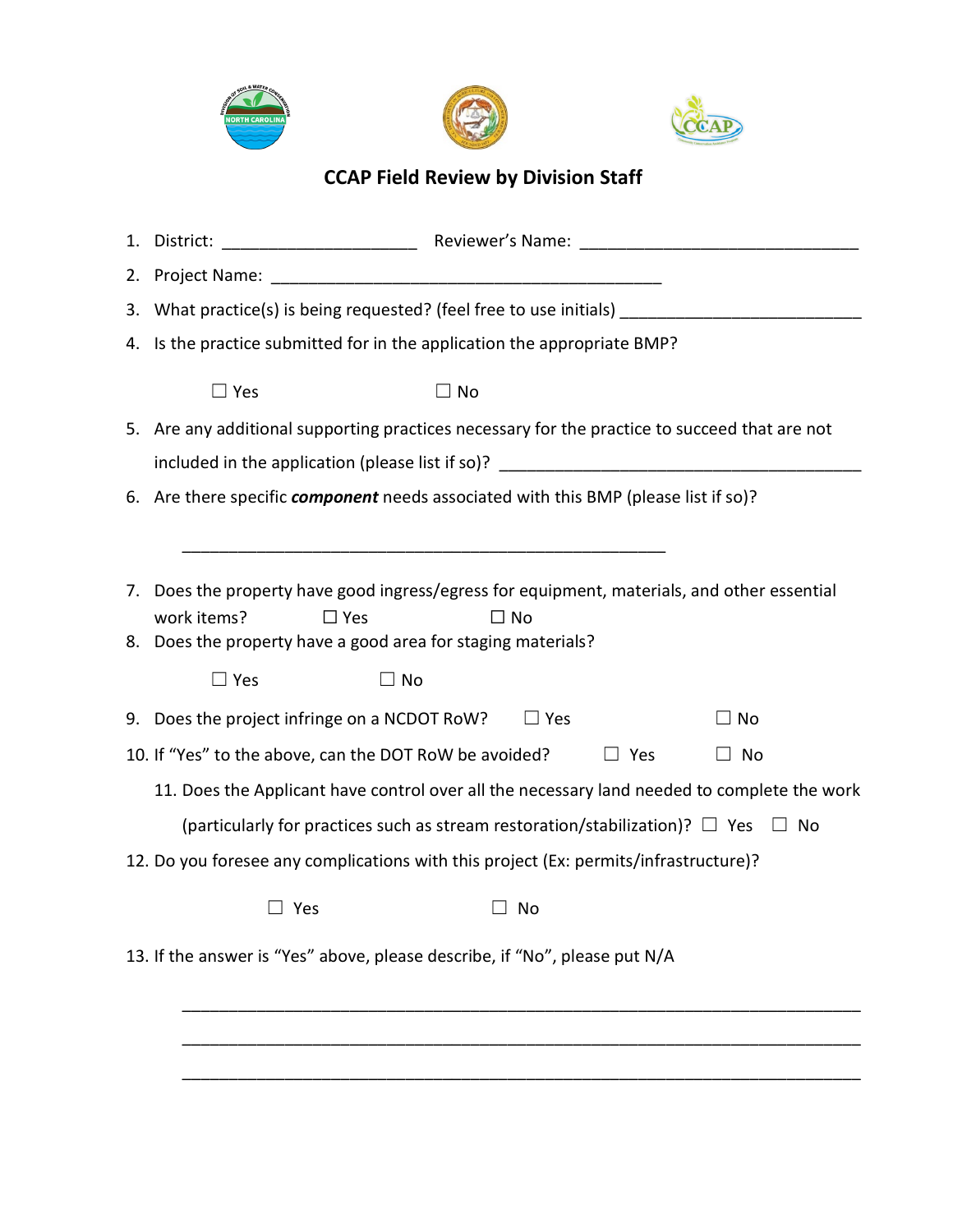# CCAP Field Review by Division Staff

1. District: ____________________ Reviewer's Name: ____________________________
2. Project Name: ________________________________________
3. What practice(s) is being requested? (feel free to use initials) ________________________
4. Is the practice submitted for in the application the appropriate BMP?

   ☐ Yes ☐ No

5. Are any additional supporting practices necessary for the practice to succeed that are not included in the application (please list if so)? ____________________________________
6. Are there specific ***component*** needs associated with this BMP (please list if so)?

   __________________________________________________

7. Does the property have good ingress/egress for equipment, materials, and other essential work items? ☐ Yes ☐ No
8. Does the property have a good area for staging materials?

   ☐ Yes ☐ No

9. Does the project infringe on a NCDOT RoW? ☐ Yes ☐ No
10. If "Yes" to the above, can the DOT RoW be avoided? ☐ Yes ☐ No
11. Does the Applicant have control over all the necessary land needed to complete the work (particularly for practices such as stream restoration/stabilization)? ☐ Yes ☐ No
12. Do you foresee any complications with this project (Ex: permits/infrastructure)?

    ☐ Yes ☐ No

13. If the answer is "Yes" above, please describe, if "No", please put N/A

    ______________________________________________________________________

    ______________________________________________________________________

    ______________________________________________________________________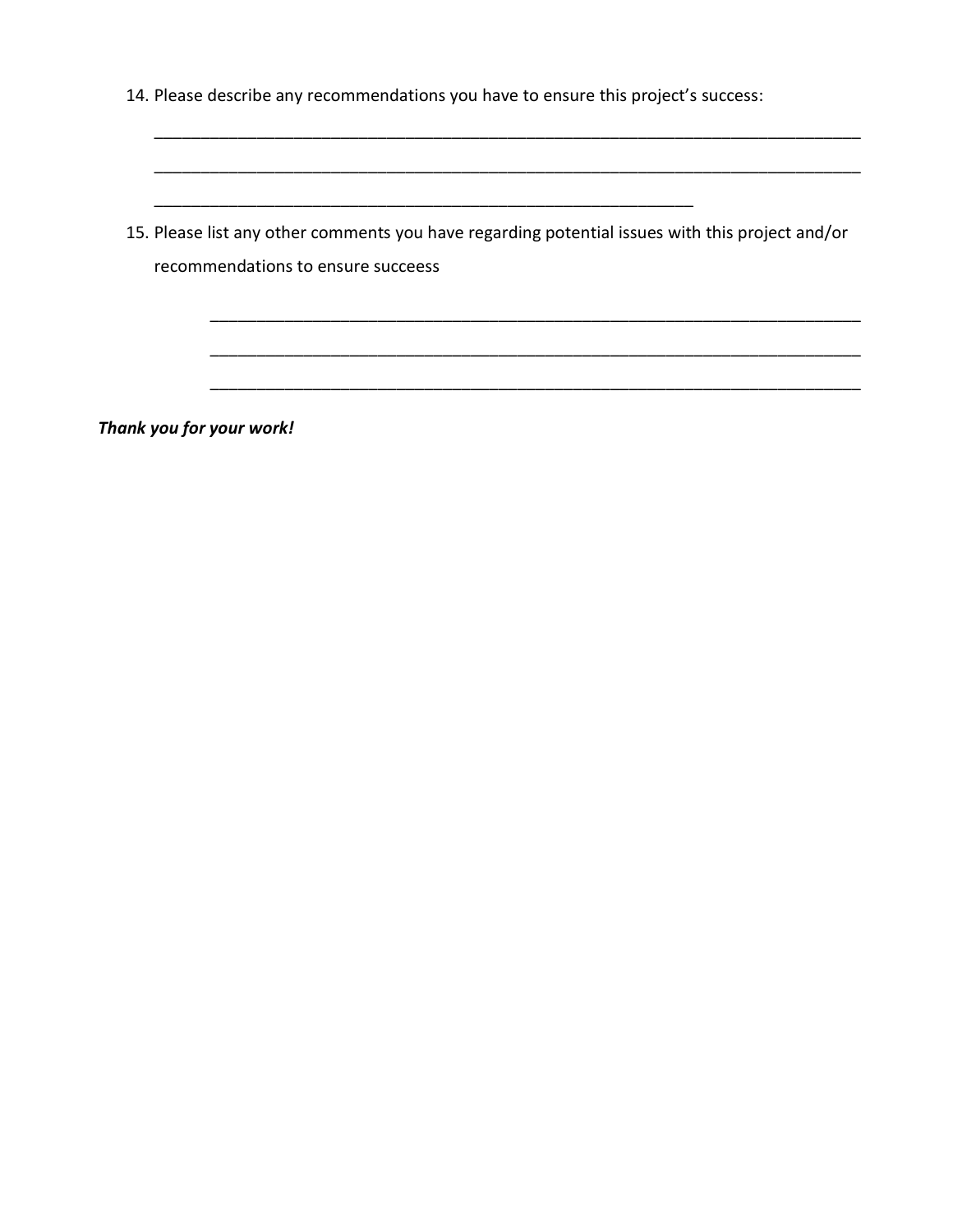14. Please describe any recommendations you have to ensure this project's success:

    ______________________________________________________________________________

    ______________________________________________________________________________

    ____________________________________________________________

15. Please list any other comments you have regarding potential issues with this project and/or recommendations to ensure succeess

    ________________________________________________________________________

    ________________________________________________________________________

    ________________________________________________________________________

***Thank you for your work!***